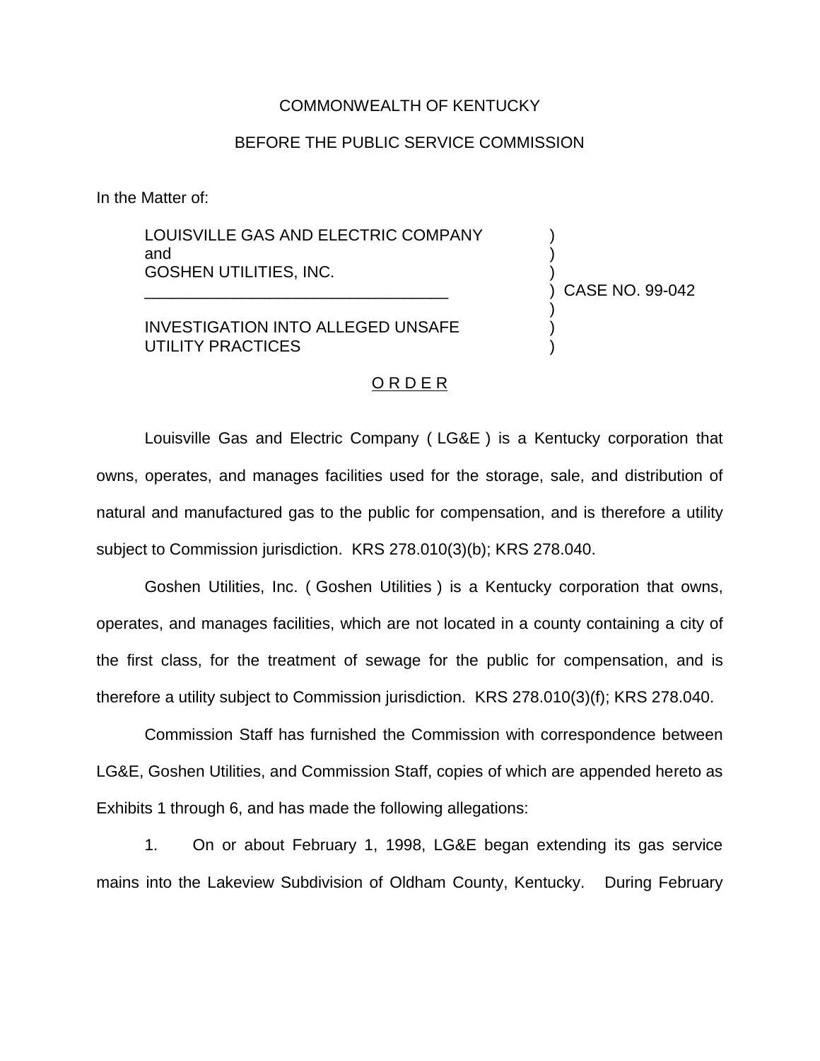COMMONWEALTH OF KENTUCKY

BEFORE THE PUBLIC SERVICE COMMISSION

In the Matter of:

LOUISVILLE GAS AND ELECTRIC COMPANY and GOSHEN UTILITIES, INC.

INVESTIGATION INTO ALLEGED UNSAFE UTILITY PRACTICES

CASE NO. 99-042

O R D E R

Louisville Gas and Electric Company ( LG&E ) is a Kentucky corporation that owns, operates, and manages facilities used for the storage, sale, and distribution of natural and manufactured gas to the public for compensation, and is therefore a utility subject to Commission jurisdiction. KRS 278.010(3)(b); KRS 278.040.

Goshen Utilities, Inc. ( Goshen Utilities ) is a Kentucky corporation that owns, operates, and manages facilities, which are not located in a county containing a city of the first class, for the treatment of sewage for the public for compensation, and is therefore a utility subject to Commission jurisdiction. KRS 278.010(3)(f); KRS 278.040.

Commission Staff has furnished the Commission with correspondence between LG&E, Goshen Utilities, and Commission Staff, copies of which are appended hereto as Exhibits 1 through 6, and has made the following allegations:

1. On or about February 1, 1998, LG&E began extending its gas service mains into the Lakeview Subdivision of Oldham County, Kentucky. During February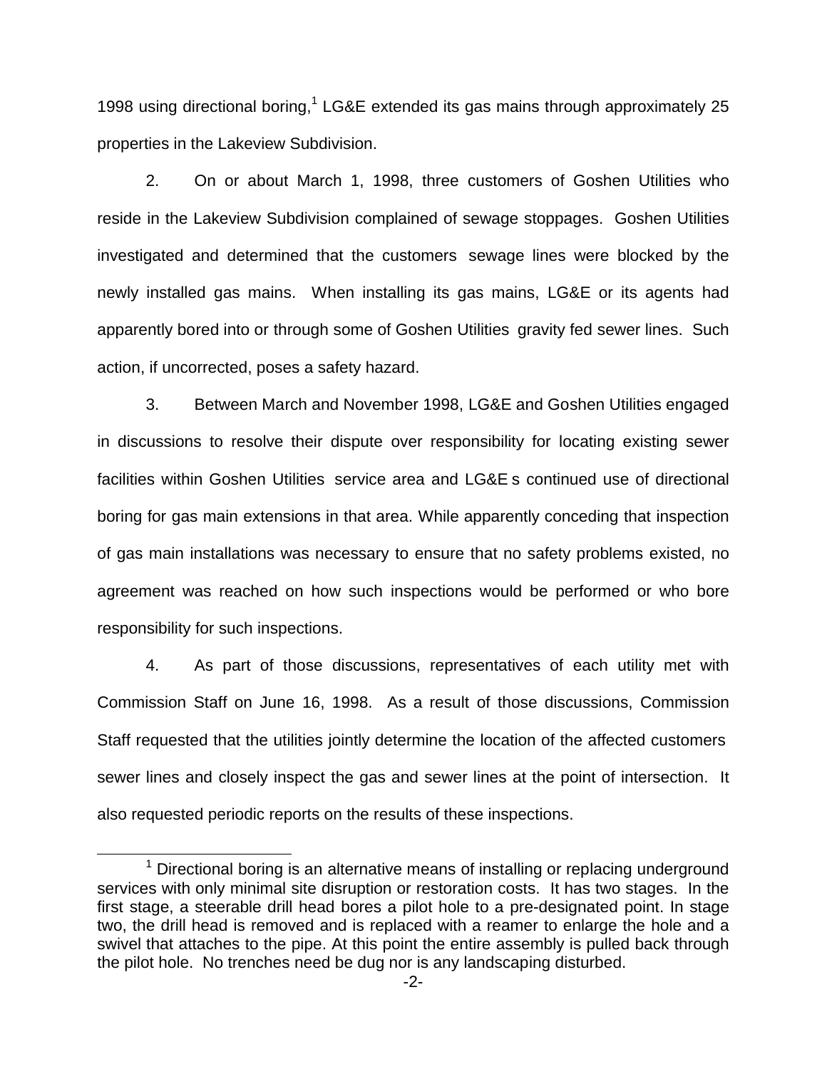1998 using directional boring,[1] LG&E extended its gas mains through approximately 25 properties in the Lakeview Subdivision.

2. On or about March 1, 1998, three customers of Goshen Utilities who reside in the Lakeview Subdivision complained of sewage stoppages. Goshen Utilities investigated and determined that the customers sewage lines were blocked by the newly installed gas mains. When installing its gas mains, LG&E or its agents had apparently bored into or through some of Goshen Utilities gravity fed sewer lines. Such action, if uncorrected, poses a safety hazard.

3. Between March and November 1998, LG&E and Goshen Utilities engaged in discussions to resolve their dispute over responsibility for locating existing sewer facilities within Goshen Utilities service area and LG&E s continued use of directional boring for gas main extensions in that area. While apparently conceding that inspection of gas main installations was necessary to ensure that no safety problems existed, no agreement was reached on how such inspections would be performed or who bore responsibility for such inspections.

4. As part of those discussions, representatives of each utility met with Commission Staff on June 16, 1998. As a result of those discussions, Commission Staff requested that the utilities jointly determine the location of the affected customers sewer lines and closely inspect the gas and sewer lines at the point of intersection. It also requested periodic reports on the results of these inspections.

[1] Directional boring is an alternative means of installing or replacing underground services with only minimal site disruption or restoration costs. It has two stages. In the first stage, a steerable drill head bores a pilot hole to a pre-designated point. In stage two, the drill head is removed and is replaced with a reamer to enlarge the hole and a swivel that attaches to the pipe. At this point the entire assembly is pulled back through the pilot hole. No trenches need be dug nor is any landscaping disturbed.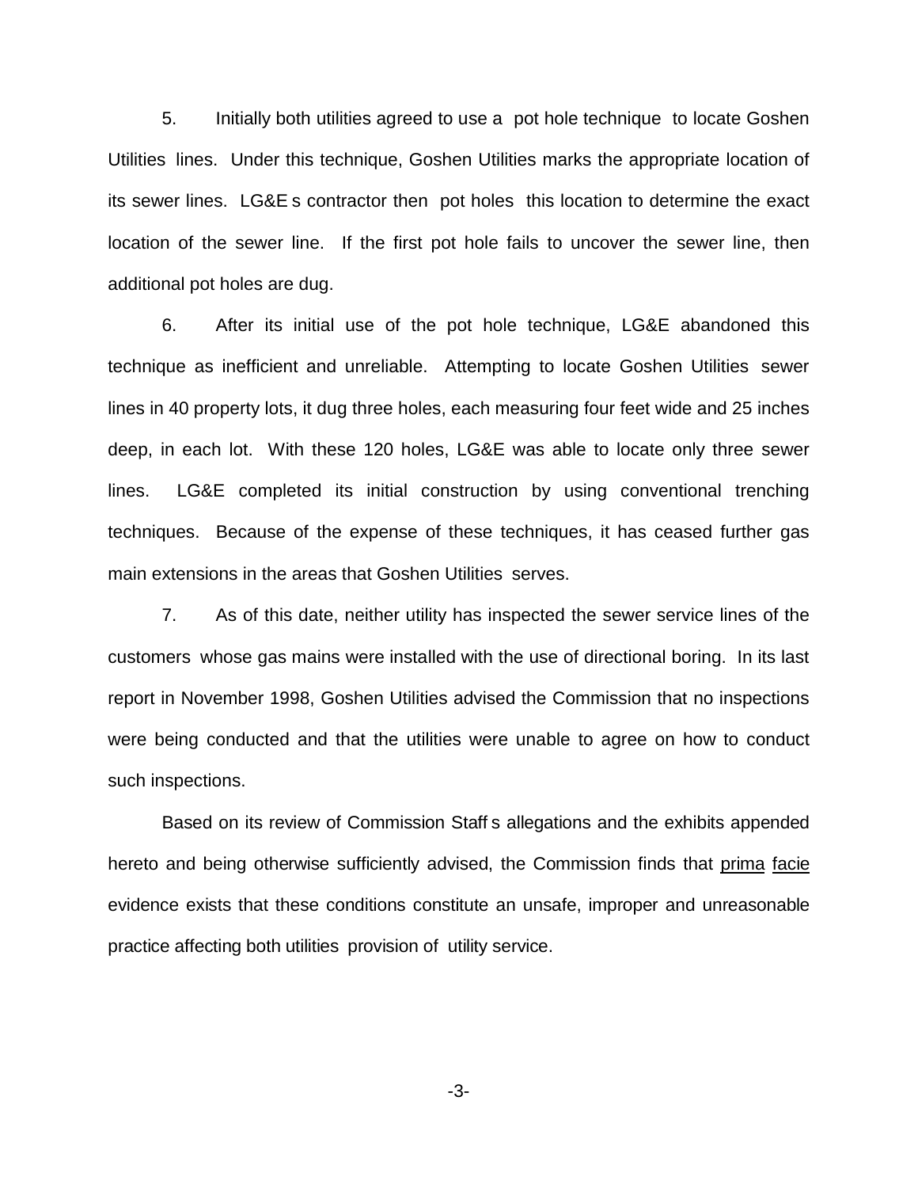5. Initially both utilities agreed to use a pot hole technique to locate Goshen Utilities lines. Under this technique, Goshen Utilities marks the appropriate location of its sewer lines. LG&E s contractor then pot holes this location to determine the exact location of the sewer line. If the first pot hole fails to uncover the sewer line, then additional pot holes are dug.

6. After its initial use of the pot hole technique, LG&E abandoned this technique as inefficient and unreliable. Attempting to locate Goshen Utilities sewer lines in 40 property lots, it dug three holes, each measuring four feet wide and 25 inches deep, in each lot. With these 120 holes, LG&E was able to locate only three sewer lines. LG&E completed its initial construction by using conventional trenching techniques. Because of the expense of these techniques, it has ceased further gas main extensions in the areas that Goshen Utilities serves.

7. As of this date, neither utility has inspected the sewer service lines of the customers whose gas mains were installed with the use of directional boring. In its last report in November 1998, Goshen Utilities advised the Commission that no inspections were being conducted and that the utilities were unable to agree on how to conduct such inspections.

Based on its review of Commission Staff s allegations and the exhibits appended hereto and being otherwise sufficiently advised, the Commission finds that prima facie evidence exists that these conditions constitute an unsafe, improper and unreasonable practice affecting both utilities provision of utility service.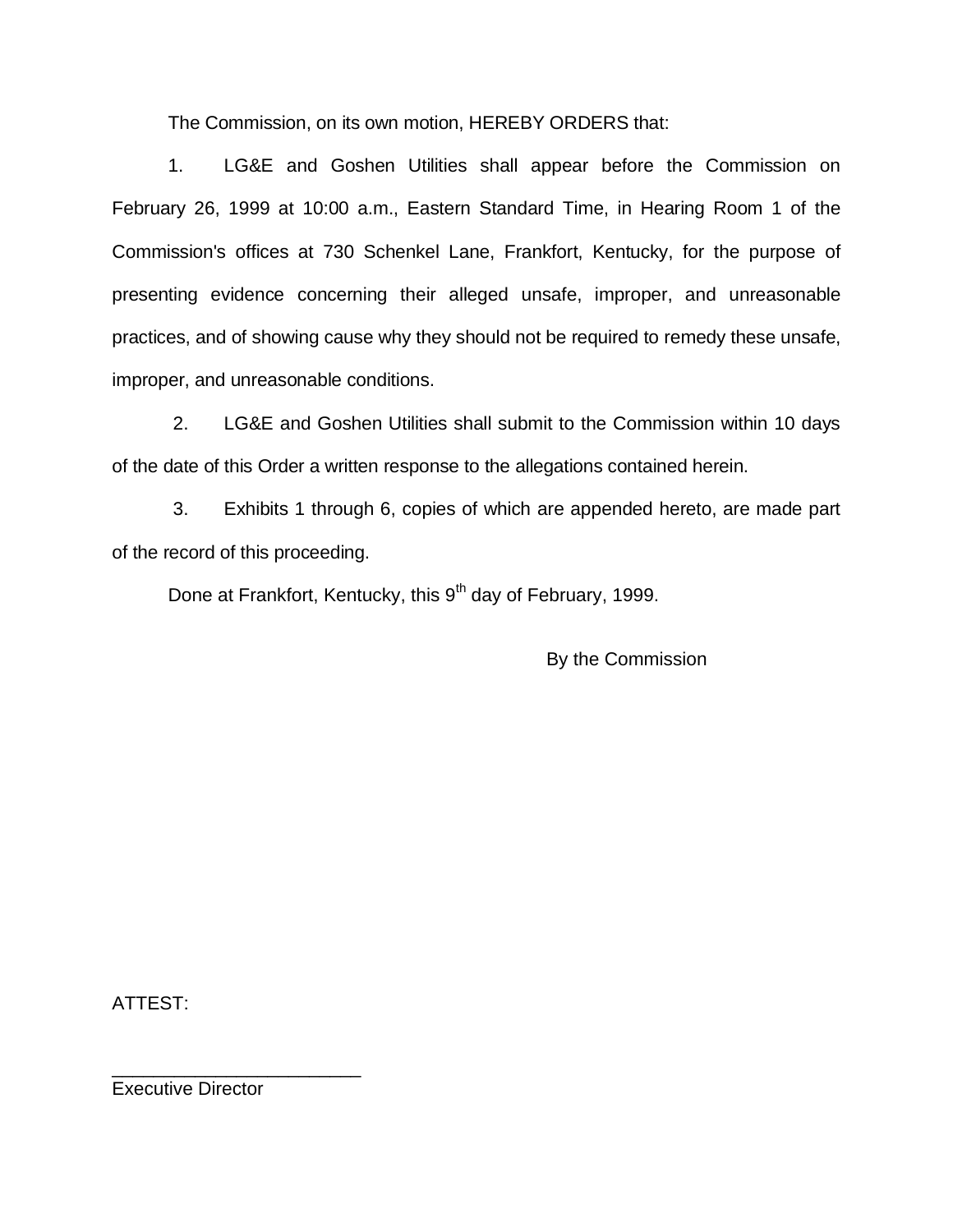The Commission, on its own motion, HEREBY ORDERS that:

1. LG&E and Goshen Utilities shall appear before the Commission on February 26, 1999 at 10:00 a.m., Eastern Standard Time, in Hearing Room 1 of the Commission's offices at 730 Schenkel Lane, Frankfort, Kentucky, for the purpose of presenting evidence concerning their alleged unsafe, improper, and unreasonable practices, and of showing cause why they should not be required to remedy these unsafe, improper, and unreasonable conditions.

2. LG&E and Goshen Utilities shall submit to the Commission within 10 days of the date of this Order a written response to the allegations contained herein.

3. Exhibits 1 through 6, copies of which are appended hereto, are made part of the record of this proceeding.

Done at Frankfort, Kentucky, this 9th day of February, 1999.

By the Commission

ATTEST:

\_\_\_\_\_\_\_\_\_\_\_\_\_\_\_\_\_\_\_\_\_\_\_\_

Executive Director